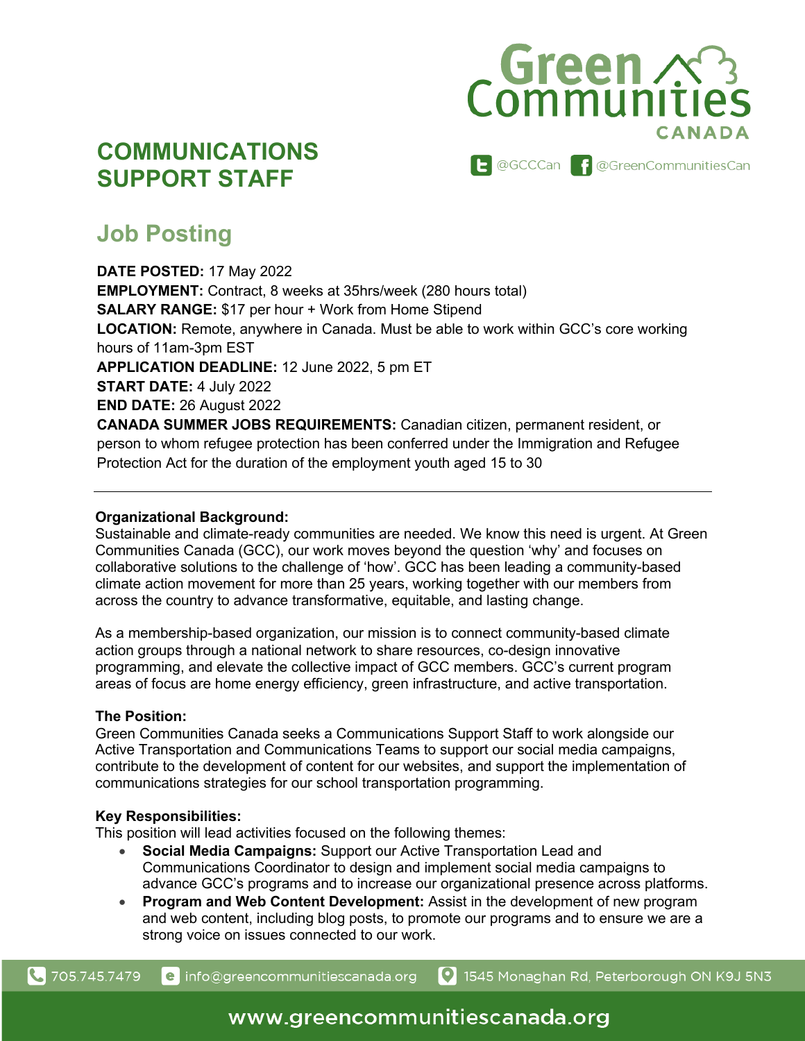Green Communities CANADA

@GCCCan @GreenCommunitiesCan

# COMMUNICATIONS SUPPORT STAFF

## Job Posting

**DATE POSTED:** 17 May 2022
**EMPLOYMENT:** Contract, 8 weeks at 35hrs/week (280 hours total)
**SALARY RANGE:** $17 per hour + Work from Home Stipend
**LOCATION:** Remote, anywhere in Canada. Must be able to work within GCC's core working hours of 11am-3pm EST
**APPLICATION DEADLINE:** 12 June 2022, 5 pm ET
**START DATE:** 4 July 2022
**END DATE:** 26 August 2022
**CANADA SUMMER JOBS REQUIREMENTS:** Canadian citizen, permanent resident, or person to whom refugee protection has been conferred under the Immigration and Refugee Protection Act for the duration of the employment youth aged 15 to 30

---

**Organizational Background:**
Sustainable and climate-ready communities are needed. We know this need is urgent. At Green Communities Canada (GCC), our work moves beyond the question 'why' and focuses on collaborative solutions to the challenge of 'how'. GCC has been leading a community-based climate action movement for more than 25 years, working together with our members from across the country to advance transformative, equitable, and lasting change.

As a membership-based organization, our mission is to connect community-based climate action groups through a national network to share resources, co-design innovative programming, and elevate the collective impact of GCC members. GCC's current program areas of focus are home energy efficiency, green infrastructure, and active transportation.

**The Position:**
Green Communities Canada seeks a Communications Support Staff to work alongside our Active Transportation and Communications Teams to support our social media campaigns, contribute to the development of content for our websites, and support the implementation of communications strategies for our school transportation programming.

**Key Responsibilities:**
This position will lead activities focused on the following themes:

- **Social Media Campaigns:** Support our Active Transportation Lead and Communications Coordinator to design and implement social media campaigns to advance GCC's programs and to increase our organizational presence across platforms.
- **Program and Web Content Development:** Assist in the development of new program and web content, including blog posts, to promote our programs and to ensure we are a strong voice on issues connected to our work.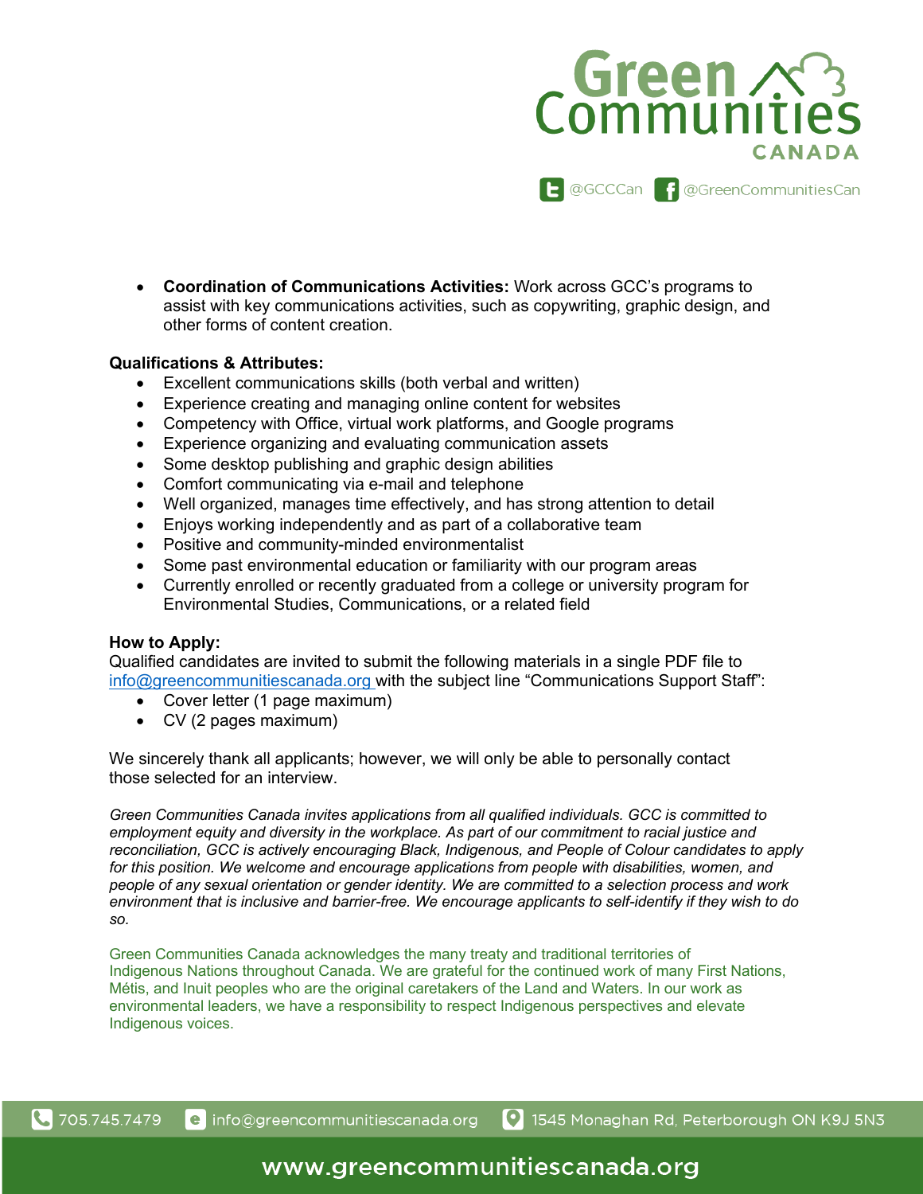- **Coordination of Communications Activities:** Work across GCC's programs to assist with key communications activities, such as copywriting, graphic design, and other forms of content creation.

**Qualifications & Attributes:**

- Excellent communications skills (both verbal and written)
- Experience creating and managing online content for websites
- Competency with Office, virtual work platforms, and Google programs
- Experience organizing and evaluating communication assets
- Some desktop publishing and graphic design abilities
- Comfort communicating via e-mail and telephone
- Well organized, manages time effectively, and has strong attention to detail
- Enjoys working independently and as part of a collaborative team
- Positive and community-minded environmentalist
- Some past environmental education or familiarity with our program areas
- Currently enrolled or recently graduated from a college or university program for Environmental Studies, Communications, or a related field

**How to Apply:**
Qualified candidates are invited to submit the following materials in a single PDF file to info@greencommunitiescanada.org with the subject line "Communications Support Staff":

- Cover letter (1 page maximum)
- CV (2 pages maximum)

We sincerely thank all applicants; however, we will only be able to personally contact those selected for an interview.

*Green Communities Canada invites applications from all qualified individuals. GCC is committed to employment equity and diversity in the workplace. As part of our commitment to racial justice and reconciliation, GCC is actively encouraging Black, Indigenous, and People of Colour candidates to apply for this position. We welcome and encourage applications from people with disabilities, women, and people of any sexual orientation or gender identity. We are committed to a selection process and work environment that is inclusive and barrier-free. We encourage applicants to self-identify if they wish to do so.*

Green Communities Canada acknowledges the many treaty and traditional territories of Indigenous Nations throughout Canada. We are grateful for the continued work of many First Nations, Métis, and Inuit peoples who are the original caretakers of the Land and Waters. In our work as environmental leaders, we have a responsibility to respect Indigenous perspectives and elevate Indigenous voices.